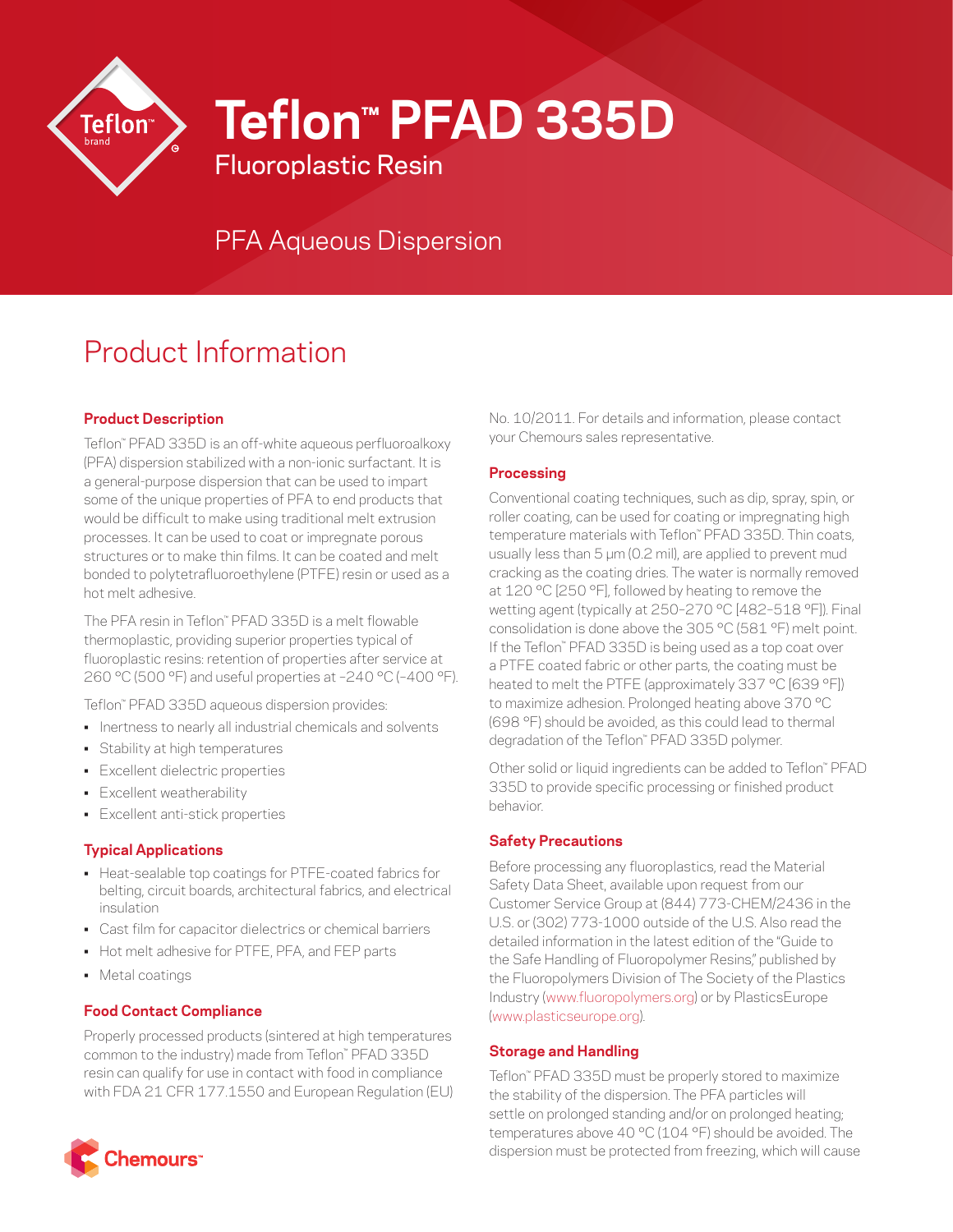# Teflon™ PFAD 335D

## Fluoroplastic Resin

## PFA Aqueous Dispersion

# Product Information

### Product Description

Teflon™ PFAD 335D is an off-white aqueous perfluoroalkoxy (PFA) dispersion stabilized with a non-ionic surfactant. It is a general-purpose dispersion that can be used to impart some of the unique properties of PFA to end products that would be difficult to make using traditional melt extrusion processes. It can be used to coat or impregnate porous structures or to make thin films. It can be coated and melt bonded to polytetrafluoroethylene (PTFE) resin or used as a hot melt adhesive.

The PFA resin in Teflon™ PFAD 335D is a melt flowable thermoplastic, providing superior properties typical of fluoroplastic resins: retention of properties after service at 260 °C (500 °F) and useful properties at –240 °C (–400 °F).

Teflon™ PFAD 335D aqueous dispersion provides:

- Inertness to nearly all industrial chemicals and solvents
- Stability at high temperatures
- Excellent dielectric properties
- Excellent weatherability
- Excellent anti-stick properties

### Typical Applications

- Heat-sealable top coatings for PTFE-coated fabrics for belting, circuit boards, architectural fabrics, and electrical insulation
- Cast film for capacitor dielectrics or chemical barriers
- Hot melt adhesive for PTFE, PFA, and FEP parts
- Metal coatings

### Food Contact Compliance

Properly processed products (sintered at high temperatures common to the industry) made from Teflon™ PFAD 335D resin can qualify for use in contact with food in compliance with FDA 21 CFR 177.1550 and European Regulation (EU) No. 10/2011. For details and information, please contact your Chemours sales representative.

### Processing

Conventional coating techniques, such as dip, spray, spin, or roller coating, can be used for coating or impregnating high temperature materials with Teflon™ PFAD 335D. Thin coats, usually less than 5 µm (0.2 mil), are applied to prevent mud cracking as the coating dries. The water is normally removed at 120 °C [250 °F], followed by heating to remove the wetting agent (typically at 250–270 °C [482–518 °F]). Final consolidation is done above the 305 °C (581 °F) melt point. If the Teflon™ PFAD 335D is being used as a top coat over a PTFE coated fabric or other parts, the coating must be heated to melt the PTFE (approximately 337 °C [639 °F]) to maximize adhesion. Prolonged heating above 370 °C (698 °F) should be avoided, as this could lead to thermal degradation of the Teflon™ PFAD 335D polymer.

Other solid or liquid ingredients can be added to Teflon™ PFAD 335D to provide specific processing or finished product behavior.

### Safety Precautions

Before processing any fluoroplastics, read the Material Safety Data Sheet, available upon request from our Customer Service Group at (844) 773-CHEM/2436 in the U.S. or (302) 773-1000 outside of the U.S. Also read the detailed information in the latest edition of the "Guide to the Safe Handling of Fluoropolymer Resins," published by the Fluoropolymers Division of The Society of the Plastics Industry (www.fluoropolymers.org) or by PlasticsEurope (www.plasticseurope.org).

### Storage and Handling

Teflon™ PFAD 335D must be properly stored to maximize the stability of the dispersion. The PFA particles will settle on prolonged standing and/or on prolonged heating; temperatures above 40 °C (104 °F) should be avoided. The dispersion must be protected from freezing, which will cause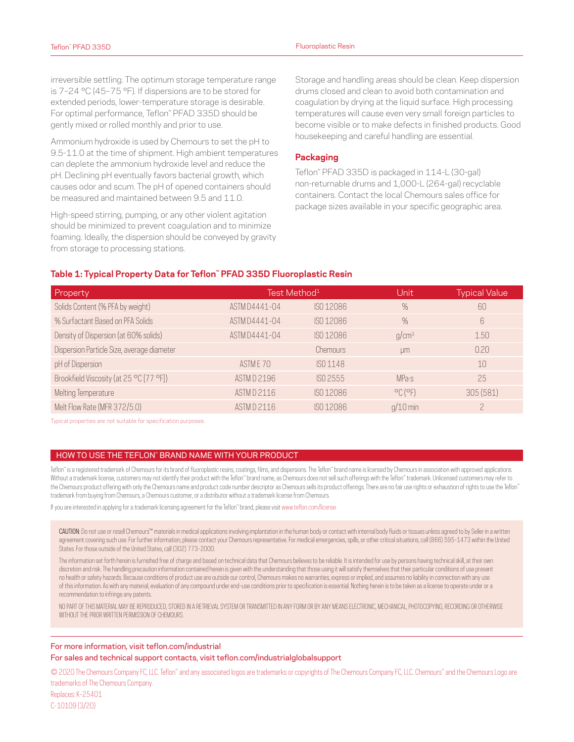irreversible settling. The optimum storage temperature range is 7–24 °C (45–75 °F). If dispersions are to be stored for extended periods, lower-temperature storage is desirable. For optimal performance, Teflon™ PFAD 335D should be gently mixed or rolled monthly and prior to use.

Ammonium hydroxide is used by Chemours to set the pH to 9.5-11.0 at the time of shipment. High ambient temperatures can deplete the ammonium hydroxide level and reduce the pH. Declining pH eventually favors bacterial growth, which causes odor and scum. The pH of opened containers should be measured and maintained between 9.5 and 11.0.

High-speed stirring, pumping, or any other violent agitation should be minimized to prevent coagulation and to minimize foaming. Ideally, the dispersion should be conveyed by gravity from storage to processing stations.

Storage and handling areas should be clean. Keep dispersion drums closed and clean to avoid both contamination and coagulation by drying at the liquid surface. High processing temperatures will cause even very small foreign particles to become visible or to make defects in finished products. Good housekeeping and careful handling are essential.

### Packaging

Teflon™ PFAD 335D is packaged in 114-L (30-gal) non-returnable drums and 1,000-L (264-gal) recyclable containers. Contact the local Chemours sales office for package sizes available in your specific geographic area.

### Table 1: Typical Property Data for Teflon™ PFAD 335D Fluoroplastic Resin

| Property | Test Method[1] | | Unit | Typical Value |
|---|---|---|---|---|
| Solids Content (% PFA by weight) | ASTM D4441-04 | ISO 12086 | % | 60 |
| % Surfactant Based on PFA Solids | ASTM D4441-04 | ISO 12086 | % | 6 |
| Density of Dispersion (at 60% solids) | ASTM D4441-04 | ISO 12086 | g/cm$^3$ | 1.50 |
| Dispersion Particle Size, average diameter | | Chemours | µm | 0.20 |
| pH of Dispersion | ASTM E 70 | ISO 1148 | | 10 |
| Brookfield Viscosity (at 25 °C [77 °F]) | ASTM D 2196 | ISO 2555 | MPa·s | 25 |
| Melting Temperature | ASTM D 2116 | ISO 12086 | °C (°F) | 305 (581) |
| Melt Flow Rate (MFR 372/5.0) | ASTM D 2116 | ISO 12086 | g/10 min | 2 |

Typical properties are not suitable for specification purposes.

## HOW TO USE THE TEFLON™ BRAND NAME WITH YOUR PRODUCT

Teflon™ is a registered trademark of Chemours for its brand of fluoroplastic resins, coatings, films, and dispersions. The Teflon™ brand name is licensed by Chemours in association with approved applications. Without a trademark license, customers may not identify their product with the Teflon™ brand name, as Chemours does not sell such offerings with the Teflon™ trademark. Unlicensed customers may refer to the Chemours product offering with only the Chemours name and product code number descriptor as Chemours sells its product offerings. There are no fair use rights or exhaustion of rights to use the Teflon™ trademark from buying from Chemours, a Chemours customer, or a distributor without a trademark license from Chemours.

If you are interested in applying for a trademark licensing agreement for the Teflon™ brand, please visit www.teflon.com/license

CAUTION: Do not use or resell Chemours™ materials in medical applications involving implantation in the human body or contact with internal body fluids or tissues unless agreed to by Seller in a written agreement covering such use. For further information, please contact your Chemours representative. For medical emergencies, spills, or other critical situations, call (866) 595-1473 within the United States. For those outside of the United States, call (302) 773-2000.

The information set forth herein is furnished free of charge and based on technical data that Chemours believes to be reliable. It is intended for use by persons having technical skill, at their own discretion and risk. The handling precaution information contained herein is given with the understanding that those using it will satisfy themselves that their particular conditions of use present no health or safety hazards. Because conditions of product use are outside our control, Chemours makes no warranties, express or implied, and assumes no liability in connection with any use of this information. As with any material, evaluation of any compound under end-use conditions prior to specification is essential. Nothing herein is to be taken as a license to operate under or a recommendation to infringe any patents.

NO PART OF THIS MATERIAL MAY BE REPRODUCED, STORED IN A RETRIEVAL SYSTEM OR TRANSMITTED IN ANY FORM OR BY ANY MEANS ELECTRONIC, MECHANICAL, PHOTOCOPYING, RECORDING OR OTHERWISE WITHOUT THE PRIOR WRITTEN PERMISSION OF CHEMOURS.

For more information, visit teflon.com/industrial
For sales and technical support contacts, visit teflon.com/industrialglobalsupport

© 2020 The Chemours Company FC, LLC. Teflon™ and any associated logos are trademarks or copyrights of The Chemours Company FC, LLC. Chemours™ and the Chemours Logo are trademarks of The Chemours Company.

Replaces: K-25401
C-10109 (3/20)